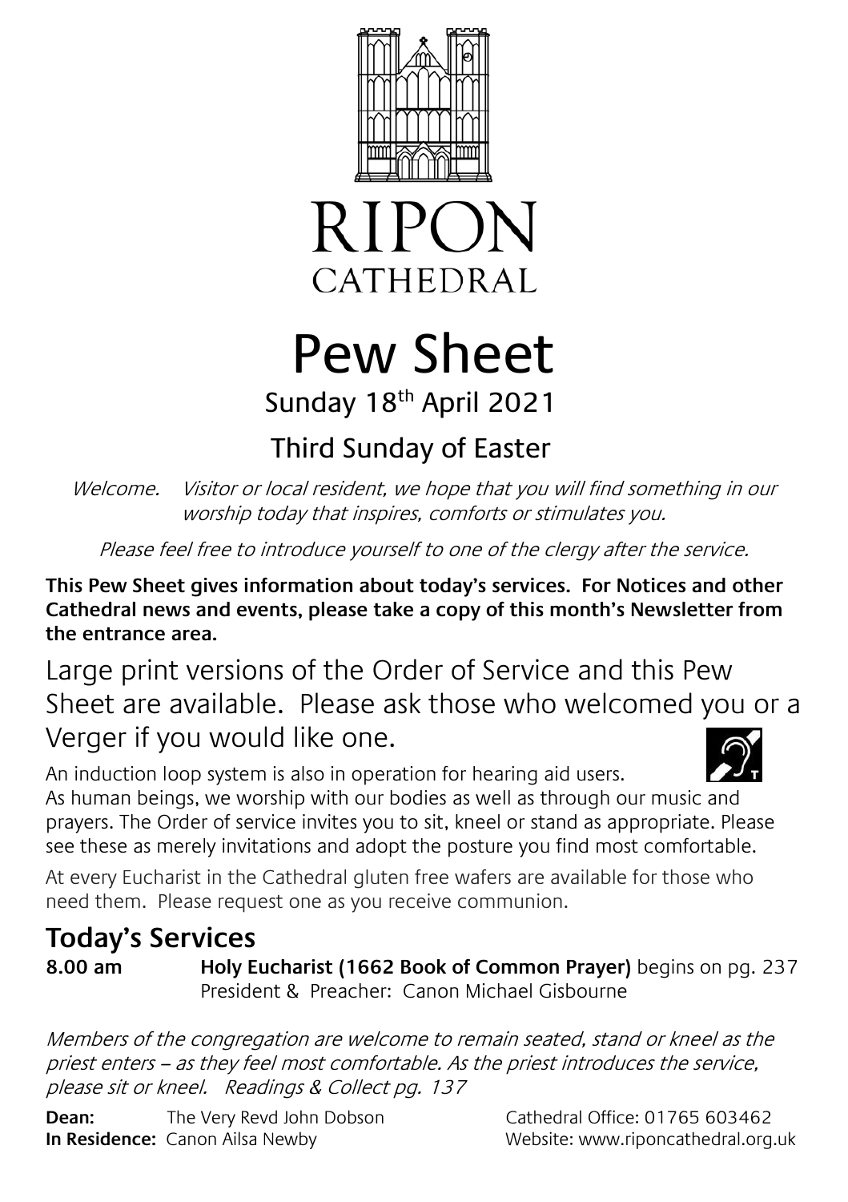# RIPON
CATHEDRAL

# Pew Sheet

Sunday 18th April 2021

## Third Sunday of Easter

*Welcome. Visitor or local resident, we hope that you will find something in our worship today that inspires, comforts or stimulates you.*

*Please feel free to introduce yourself to one of the clergy after the service.*

**This Pew Sheet gives information about today's services. For Notices and other Cathedral news and events, please take a copy of this month's Newsletter from the entrance area.**

Large print versions of the Order of Service and this Pew Sheet are available. Please ask those who welcomed you or a Verger if you would like one.

An induction loop system is also in operation for hearing aid users.

As human beings, we worship with our bodies as well as through our music and prayers. The Order of service invites you to sit, kneel or stand as appropriate. Please see these as merely invitations and adopt the posture you find most comfortable.

At every Eucharist in the Cathedral gluten free wafers are available for those who need them. Please request one as you receive communion.

## Today's Services

**8.00 am** **Holy Eucharist (1662 Book of Common Prayer)** begins on pg. 237
President & Preacher: Canon Michael Gisbourne

*Members of the congregation are welcome to remain seated, stand or kneel as the priest enters – as they feel most comfortable. As the priest introduces the service, please sit or kneel. Readings & Collect pg. 137*

**Dean:** The Very Revd John Dobson
**In Residence:** Canon Ailsa Newby

Cathedral Office: 01765 603462
Website: www.riponcathedral.org.uk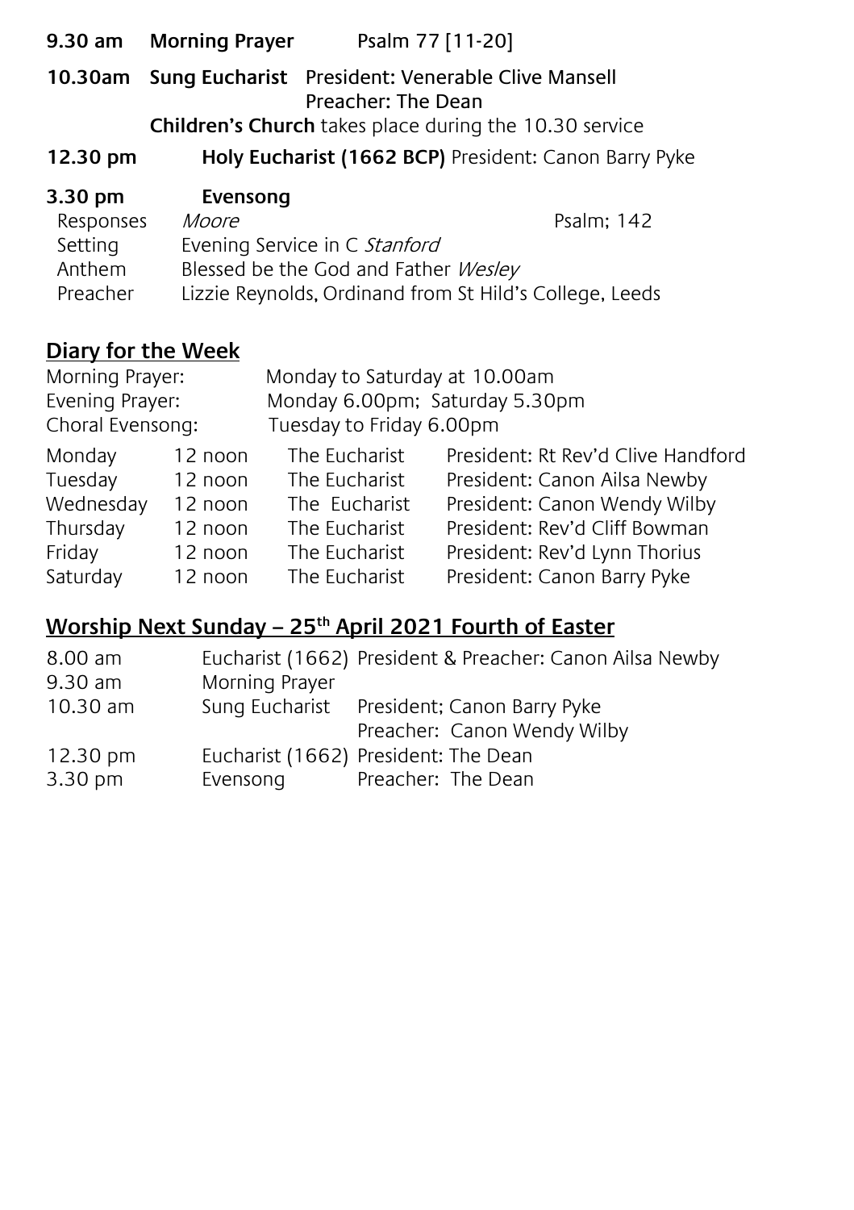**9.30 am** **Morning Prayer** Psalm 77 [11-20]

**10.30am** **Sung Eucharist** President: Venerable Clive Mansell
Preacher: The Dean

**Children's Church** takes place during the 10.30 service

**12.30 pm** **Holy Eucharist (1662 BCP)** President: Canon Barry Pyke

**3.30 pm** **Evensong**

| | | |
|---|---|---|
| Responses | *Moore* | Psalm; 142 |
| Setting | Evening Service in C *Stanford* | |
| Anthem | Blessed be the God and Father *Wesley* | |
| Preacher | Lizzie Reynolds, Ordinand from St Hild's College, Leeds | |

## Diary for the Week

Morning Prayer: Monday to Saturday at 10.00am
Evening Prayer: Monday 6.00pm; Saturday 5.30pm
Choral Evensong: Tuesday to Friday 6.00pm

| | | | |
|---|---|---|---|
| Monday | 12 noon | The Eucharist | President: Rt Rev'd Clive Handford |
| Tuesday | 12 noon | The Eucharist | President: Canon Ailsa Newby |
| Wednesday | 12 noon | The Eucharist | President: Canon Wendy Wilby |
| Thursday | 12 noon | The Eucharist | President: Rev'd Cliff Bowman |
| Friday | 12 noon | The Eucharist | President: Rev'd Lynn Thorius |
| Saturday | 12 noon | The Eucharist | President: Canon Barry Pyke |

## Worship Next Sunday – 25th April 2021 Fourth of Easter

| | | |
|---|---|---|
| 8.00 am | Eucharist (1662) | President & Preacher: Canon Ailsa Newby |
| 9.30 am | Morning Prayer | |
| 10.30 am | Sung Eucharist | President; Canon Barry Pyke<br>Preacher: Canon Wendy Wilby |
| 12.30 pm | Eucharist (1662) | President: The Dean |
| 3.30 pm | Evensong | Preacher: The Dean |